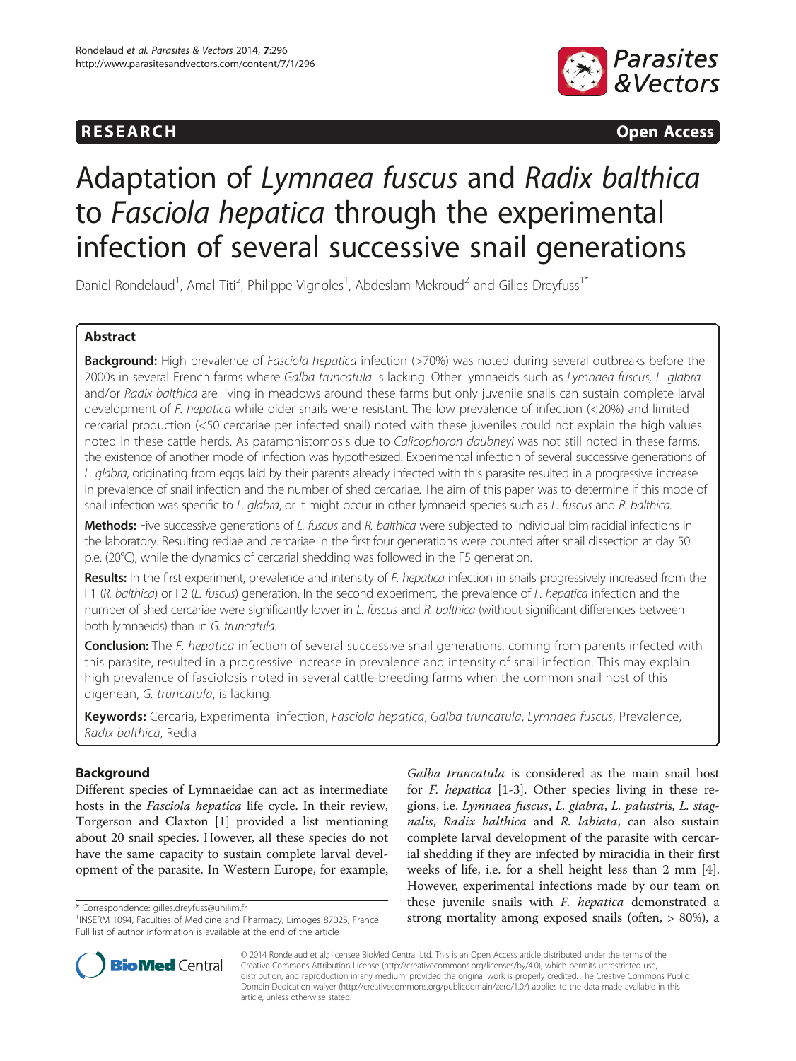**RESEARCH Open Access**

# Adaptation of *Lymnaea fuscus* and *Radix balthica* to *Fasciola hepatica* through the experimental infection of several successive snail generations

Daniel Rondelaud[1], Amal Titi[2], Philippe Vignoles[1], Abdeslam Mekroud[2] and Gilles Dreyfuss[1*]

## Abstract

**Background:** High prevalence of *Fasciola hepatica* infection (>70%) was noted during several outbreaks before the 2000s in several French farms where *Galba truncatula* is lacking. Other lymnaeids such as *Lymnaea fuscus, L. glabra* and/or *Radix balthica* are living in meadows around these farms but only juvenile snails can sustain complete larval development of *F. hepatica* while older snails were resistant. The low prevalence of infection (<20%) and limited cercarial production (<50 cercariae per infected snail) noted with these juveniles could not explain the high values noted in these cattle herds. As paramphistomosis due to *Calicophoron daubneyi* was not still noted in these farms, the existence of another mode of infection was hypothesized. Experimental infection of several successive generations of *L. glabra*, originating from eggs laid by their parents already infected with this parasite resulted in a progressive increase in prevalence of snail infection and the number of shed cercariae. The aim of this paper was to determine if this mode of snail infection was specific to *L. glabra*, or it might occur in other lymnaeid species such as *L. fuscus* and *R. balthica*.

**Methods:** Five successive generations of *L. fuscus* and *R. balthica* were subjected to individual bimiracidial infections in the laboratory. Resulting rediae and cercariae in the first four generations were counted after snail dissection at day 50 p.e. (20°C), while the dynamics of cercarial shedding was followed in the F5 generation.

**Results:** In the first experiment, prevalence and intensity of *F. hepatica* infection in snails progressively increased from the F1 (*R. balthica*) or F2 (*L. fuscus*) generation. In the second experiment, the prevalence of *F. hepatica* infection and the number of shed cercariae were significantly lower in *L. fuscus* and *R. balthica* (without significant differences between both lymnaeids) than in *G. truncatula*.

**Conclusion:** The *F. hepatica* infection of several successive snail generations, coming from parents infected with this parasite, resulted in a progressive increase in prevalence and intensity of snail infection. This may explain high prevalence of fasciolosis noted in several cattle-breeding farms when the common snail host of this digenean, *G. truncatula*, is lacking.

**Keywords:** Cercaria, Experimental infection, *Fasciola hepatica*, *Galba truncatula*, *Lymnaea fuscus*, Prevalence, *Radix balthica*, Redia

## Background

Different species of Lymnaeidae can act as intermediate hosts in the *Fasciola hepatica* life cycle. In their review, Torgerson and Claxton [1] provided a list mentioning about 20 snail species. However, all these species do not have the same capacity to sustain complete larval development of the parasite. In Western Europe, for example, *Galba truncatula* is considered as the main snail host for *F. hepatica* [1-3]. Other species living in these regions, i.e. *Lymnaea fuscus*, *L. glabra*, *L. palustris*, *L. stagnalis*, *Radix balthica* and *R. labiata*, can also sustain complete larval development of the parasite with cercarial shedding if they are infected by miracidia in their first weeks of life, i.e. for a shell height less than 2 mm [4]. However, experimental infections made by our team on these juvenile snails with *F. hepatica* demonstrated a strong mortality among exposed snails (often, > 80%), a

\* Correspondence: gilles.dreyfuss@unilim.fr
[1]INSERM 1094, Faculties of Medicine and Pharmacy, Limoges 87025, France
Full list of author information is available at the end of the article

© 2014 Rondelaud et al.; licensee BioMed Central Ltd. This is an Open Access article distributed under the terms of the Creative Commons Attribution License (http://creativecommons.org/licenses/by/4.0), which permits unrestricted use, distribution, and reproduction in any medium, provided the original work is properly credited. The Creative Commons Public Domain Dedication waiver (http://creativecommons.org/publicdomain/zero/1.0/) applies to the data made available in this article, unless otherwise stated.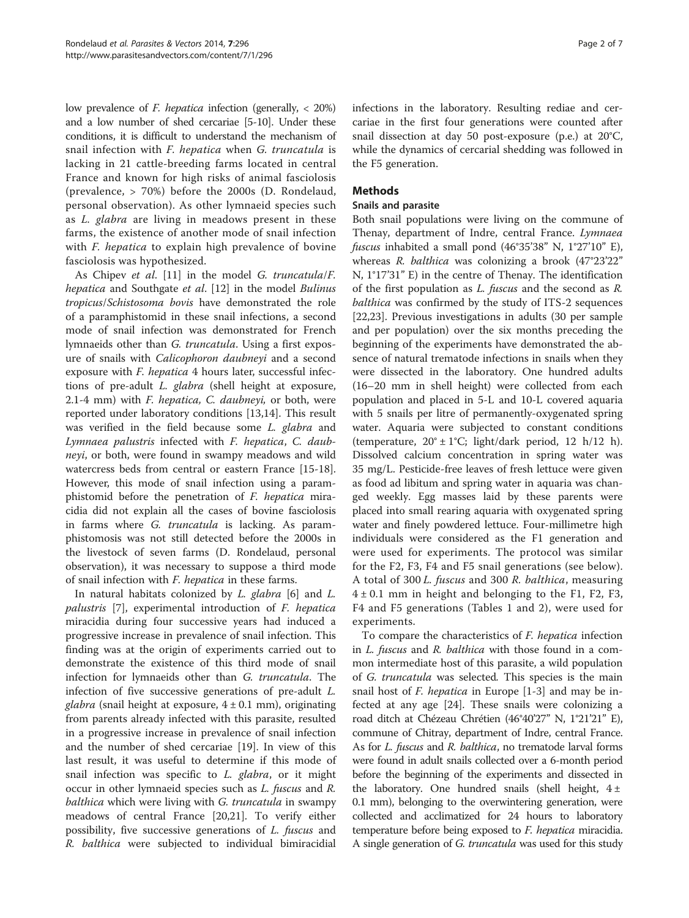low prevalence of *F. hepatica* infection (generally, < 20%) and a low number of shed cercariae [5-10]. Under these conditions, it is difficult to understand the mechanism of snail infection with *F. hepatica* when *G. truncatula* is lacking in 21 cattle-breeding farms located in central France and known for high risks of animal fasciolosis (prevalence, > 70%) before the 2000s (D. Rondelaud, personal observation). As other lymnaeid species such as *L. glabra* are living in meadows present in these farms, the existence of another mode of snail infection with *F. hepatica* to explain high prevalence of bovine fasciolosis was hypothesized.

As Chipev *et al*. [11] in the model *G. truncatula*/*F. hepatica* and Southgate *et al*. [12] in the model *Bulinus tropicus*/*Schistosoma bovis* have demonstrated the role of a paramphistomid in these snail infections, a second mode of snail infection was demonstrated for French lymnaeids other than *G. truncatula*. Using a first exposure of snails with *Calicophoron daubneyi* and a second exposure with *F. hepatica* 4 hours later, successful infections of pre-adult *L. glabra* (shell height at exposure, 2.1-4 mm) with *F. hepatica*, *C. daubneyi*, or both, were reported under laboratory conditions [13,14]. This result was verified in the field because some *L. glabra* and *Lymnaea palustris* infected with *F. hepatica*, *C. daubneyi*, or both, were found in swampy meadows and wild watercress beds from central or eastern France [15-18]. However, this mode of snail infection using a paramphistomid before the penetration of *F. hepatica* miracidia did not explain all the cases of bovine fasciolosis in farms where *G. truncatula* is lacking. As paramphistomosis was not still detected before the 2000s in the livestock of seven farms (D. Rondelaud, personal observation), it was necessary to suppose a third mode of snail infection with *F. hepatica* in these farms.

In natural habitats colonized by *L. glabra* [6] and *L. palustris* [7], experimental introduction of *F. hepatica* miracidia during four successive years had induced a progressive increase in prevalence of snail infection. This finding was at the origin of experiments carried out to demonstrate the existence of this third mode of snail infection for lymnaeids other than *G. truncatula*. The infection of five successive generations of pre-adult *L. glabra* (snail height at exposure, 4 ± 0.1 mm), originating from parents already infected with this parasite, resulted in a progressive increase in prevalence of snail infection and the number of shed cercariae [19]. In view of this last result, it was useful to determine if this mode of snail infection was specific to *L. glabra*, or it might occur in other lymnaeid species such as *L. fuscus* and *R. balthica* which were living with *G. truncatula* in swampy meadows of central France [20,21]. To verify either possibility, five successive generations of *L. fuscus* and *R. balthica* were subjected to individual bimiracidial infections in the laboratory. Resulting rediae and cercariae in the first four generations were counted after snail dissection at day 50 post-exposure (p.e.) at 20°C, while the dynamics of cercarial shedding was followed in the F5 generation.

## Methods

### Snails and parasite

Both snail populations were living on the commune of Thenay, department of Indre, central France. *Lymnaea fuscus* inhabited a small pond (46°35'38" N, 1°27'10" E), whereas *R. balthica* was colonizing a brook (47°23'22" N, 1°17'31" E) in the centre of Thenay. The identification of the first population as *L. fuscus* and the second as *R. balthica* was confirmed by the study of ITS-2 sequences [22,23]. Previous investigations in adults (30 per sample and per population) over the six months preceding the beginning of the experiments have demonstrated the absence of natural trematode infections in snails when they were dissected in the laboratory. One hundred adults (16–20 mm in shell height) were collected from each population and placed in 5-L and 10-L covered aquaria with 5 snails per litre of permanently-oxygenated spring water. Aquaria were subjected to constant conditions (temperature, 20° ± 1°C; light/dark period, 12 h/12 h). Dissolved calcium concentration in spring water was 35 mg/L. Pesticide-free leaves of fresh lettuce were given as food ad libitum and spring water in aquaria was changed weekly. Egg masses laid by these parents were placed into small rearing aquaria with oxygenated spring water and finely powdered lettuce. Four-millimetre high individuals were considered as the F1 generation and were used for experiments. The protocol was similar for the F2, F3, F4 and F5 snail generations (see below). A total of 300 *L. fuscus* and 300 *R. balthica*, measuring 4 ± 0.1 mm in height and belonging to the F1, F2, F3, F4 and F5 generations (Tables 1 and 2), were used for experiments.

To compare the characteristics of *F. hepatica* infection in *L. fuscus* and *R. balthica* with those found in a common intermediate host of this parasite, a wild population of *G. truncatula* was selected. This species is the main snail host of *F. hepatica* in Europe [1-3] and may be infected at any age [24]. These snails were colonizing a road ditch at Chézeau Chrétien (46°40'27" N, 1°21'21" E), commune of Chitray, department of Indre, central France. As for *L. fuscus* and *R. balthica*, no trematode larval forms were found in adult snails collected over a 6-month period before the beginning of the experiments and dissected in the laboratory. One hundred snails (shell height, 4 ± 0.1 mm), belonging to the overwintering generation, were collected and acclimatized for 24 hours to laboratory temperature before being exposed to *F. hepatica* miracidia. A single generation of *G. truncatula* was used for this study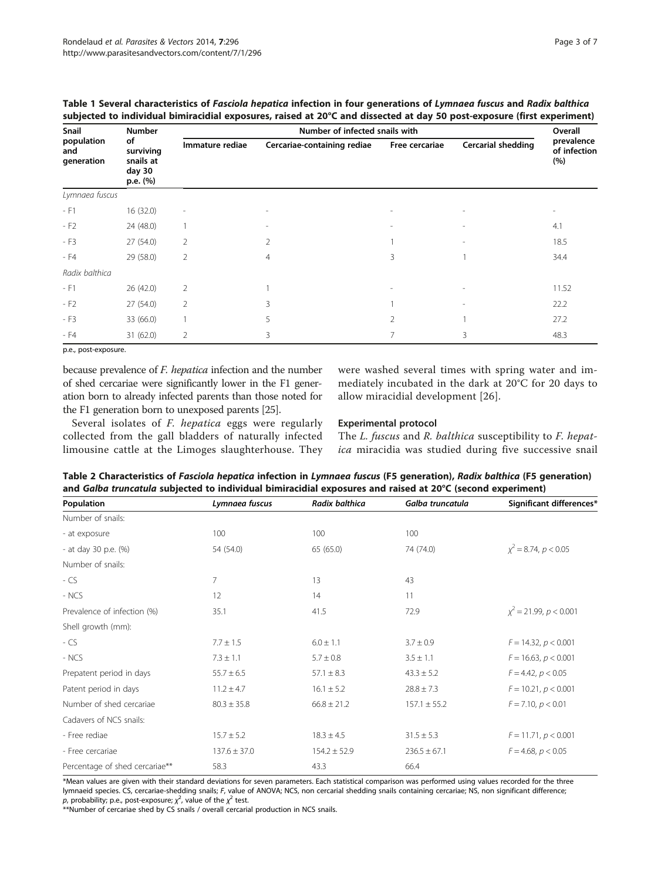**Table 1 Several characteristics of *Fasciola hepatica* infection in four generations of *Lymnaea fuscus* and *Radix balthica* subjected to individual bimiracidial exposures, raised at 20°C and dissected at day 50 post-exposure (first experiment)**

| Snail population and generation | Number of surviving snails at day 30 p.e. (%) | Number of infected snails with | | | | Overall prevalence of infection (%) |
|---|---|---|---|---|---|---|
| | | Immature rediae | Cercariae-containing rediae | Free cercariae | Cercarial shedding | |
| *Lymnaea fuscus* | | | | | | |
| - F1 | 16 (32.0) | - | - | - | - | - |
| - F2 | 24 (48.0) | 1 | - | - | - | 4.1 |
| - F3 | 27 (54.0) | 2 | 2 | 1 | - | 18.5 |
| - F4 | 29 (58.0) | 2 | 4 | 3 | 1 | 34.4 |
| *Radix balthica* | | | | | | |
| - F1 | 26 (42.0) | 2 | 1 | - | - | 11.52 |
| - F2 | 27 (54.0) | 2 | 3 | 1 | - | 22.2 |
| - F3 | 33 (66.0) | 1 | 5 | 2 | 1 | 27.2 |
| - F4 | 31 (62.0) | 2 | 3 | 7 | 3 | 48.3 |

p.e., post-exposure.

because prevalence of *F. hepatica* infection and the number of shed cercariae were significantly lower in the F1 generation born to already infected parents than those noted for the F1 generation born to unexposed parents [25].

Several isolates of *F. hepatica* eggs were regularly collected from the gall bladders of naturally infected limousine cattle at the Limoges slaughterhouse. They were washed several times with spring water and immediately incubated in the dark at 20°C for 20 days to allow miracidial development [26].

### Experimental protocol

The *L. fuscus* and *R. balthica* susceptibility to *F. hepatica* miracidia was studied during five successive snail

**Table 2 Characteristics of *Fasciola hepatica* infection in *Lymnaea fuscus* (F5 generation), *Radix balthica* (F5 generation) and *Galba truncatula* subjected to individual bimiracidial exposures and raised at 20°C (second experiment)**

| Population | *Lymnaea fuscus* | *Radix balthica* | *Galba truncatula* | Significant differences* |
|---|---|---|---|---|
| Number of snails: | | | | |
| - at exposure | 100 | 100 | 100 | |
| - at day 30 p.e. (%) | 54 (54.0) | 65 (65.0) | 74 (74.0) | $\chi^2 = 8.74$, $p < 0.05$ |
| Number of snails: | | | | |
| - CS | 7 | 13 | 43 | |
| - NCS | 12 | 14 | 11 | |
| Prevalence of infection (%) | 35.1 | 41.5 | 72.9 | $\chi^2 = 21.99$, $p < 0.001$ |
| Shell growth (mm): | | | | |
| - CS | 7.7 ± 1.5 | 6.0 ± 1.1 | 3.7 ± 0.9 | $F = 14.32$, $p < 0.001$ |
| - NCS | 7.3 ± 1.1 | 5.7 ± 0.8 | 3.5 ± 1.1 | $F = 16.63$, $p < 0.001$ |
| Prepatent period in days | 55.7 ± 6.5 | 57.1 ± 8.3 | 43.3 ± 5.2 | $F = 4.42$, $p < 0.05$ |
| Patent period in days | 11.2 ± 4.7 | 16.1 ± 5.2 | 28.8 ± 7.3 | $F = 10.21$, $p < 0.001$ |
| Number of shed cercariae | 80.3 ± 35.8 | 66.8 ± 21.2 | 157.1 ± 55.2 | $F = 7.10$, $p < 0.01$ |
| Cadavers of NCS snails: | | | | |
| - Free rediae | 15.7 ± 5.2 | 18.3 ± 4.5 | 31.5 ± 5.3 | $F = 11.71$, $p < 0.001$ |
| - Free cercariae | 137.6 ± 37.0 | 154.2 ± 52.9 | 236.5 ± 67.1 | $F = 4.68$, $p < 0.05$ |
| Percentage of shed cercariae** | 58.3 | 43.3 | 66.4 | |

*Mean values are given with their standard deviations for seven parameters. Each statistical comparison was performed using values recorded for the three lymnaeid species. CS, cercariae-shedding snails; F, value of ANOVA; NCS, non cercarial shedding snails containing cercariae; NS, non significant difference; *p*, probability; p.e., post-exposure; $\chi^2$, value of the $\chi^2$ test.
**Number of cercariae shed by CS snails / overall cercarial production in NCS snails.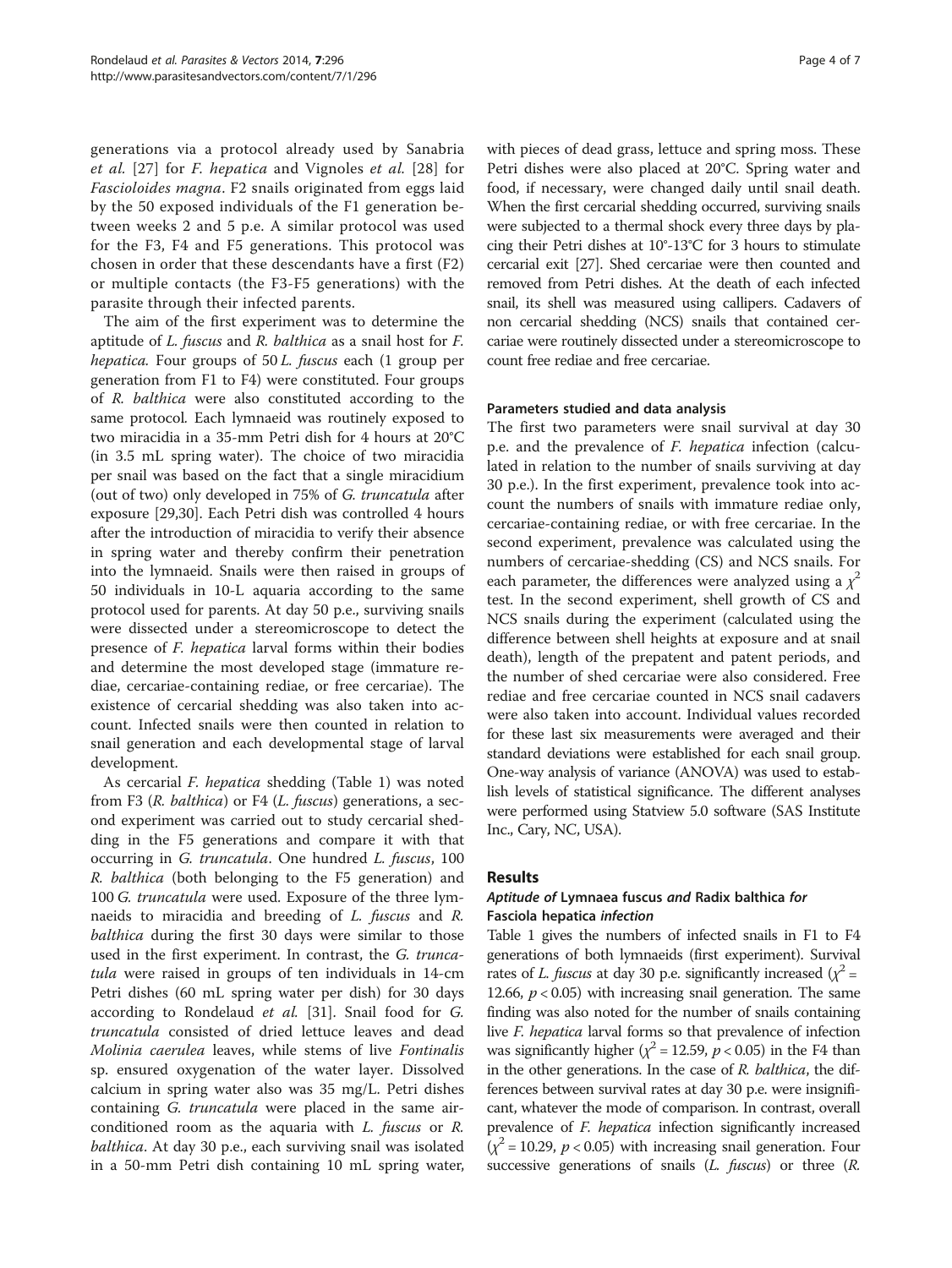generations via a protocol already used by Sanabria *et al.* [27] for *F. hepatica* and Vignoles *et al.* [28] for *Fascioloides magna*. F2 snails originated from eggs laid by the 50 exposed individuals of the F1 generation between weeks 2 and 5 p.e. A similar protocol was used for the F3, F4 and F5 generations. This protocol was chosen in order that these descendants have a first (F2) or multiple contacts (the F3-F5 generations) with the parasite through their infected parents.

The aim of the first experiment was to determine the aptitude of *L. fuscus* and *R. balthica* as a snail host for *F. hepatica.* Four groups of 50 *L. fuscus* each (1 group per generation from F1 to F4) were constituted. Four groups of *R. balthica* were also constituted according to the same protocol. Each lymnaeid was routinely exposed to two miracidia in a 35-mm Petri dish for 4 hours at 20°C (in 3.5 mL spring water). The choice of two miracidia per snail was based on the fact that a single miracidium (out of two) only developed in 75% of *G. truncatula* after exposure [29,30]. Each Petri dish was controlled 4 hours after the introduction of miracidia to verify their absence in spring water and thereby confirm their penetration into the lymnaeid. Snails were then raised in groups of 50 individuals in 10-L aquaria according to the same protocol used for parents. At day 50 p.e., surviving snails were dissected under a stereomicroscope to detect the presence of *F. hepatica* larval forms within their bodies and determine the most developed stage (immature rediae, cercariae-containing rediae, or free cercariae). The existence of cercarial shedding was also taken into account. Infected snails were then counted in relation to snail generation and each developmental stage of larval development.

As cercarial *F. hepatica* shedding (Table 1) was noted from F3 (*R. balthica*) or F4 (*L. fuscus*) generations, a second experiment was carried out to study cercarial shedding in the F5 generations and compare it with that occurring in *G. truncatula*. One hundred *L. fuscus*, 100 *R. balthica* (both belonging to the F5 generation) and 100 *G. truncatula* were used. Exposure of the three lymnaeids to miracidia and breeding of *L. fuscus* and *R. balthica* during the first 30 days were similar to those used in the first experiment. In contrast, the *G. truncatula* were raised in groups of ten individuals in 14-cm Petri dishes (60 mL spring water per dish) for 30 days according to Rondelaud *et al.* [31]. Snail food for *G. truncatula* consisted of dried lettuce leaves and dead *Molinia caerulea* leaves, while stems of live *Fontinalis* sp. ensured oxygenation of the water layer. Dissolved calcium in spring water also was 35 mg/L. Petri dishes containing *G. truncatula* were placed in the same air-conditioned room as the aquaria with *L. fuscus* or *R. balthica*. At day 30 p.e., each surviving snail was isolated in a 50-mm Petri dish containing 10 mL spring water, with pieces of dead grass, lettuce and spring moss. These Petri dishes were also placed at 20°C. Spring water and food, if necessary, were changed daily until snail death. When the first cercarial shedding occurred, surviving snails were subjected to a thermal shock every three days by placing their Petri dishes at 10°-13°C for 3 hours to stimulate cercarial exit [27]. Shed cercariae were then counted and removed from Petri dishes. At the death of each infected snail, its shell was measured using callipers. Cadavers of non cercarial shedding (NCS) snails that contained cercariae were routinely dissected under a stereomicroscope to count free rediae and free cercariae.

#### Parameters studied and data analysis

The first two parameters were snail survival at day 30 p.e. and the prevalence of *F. hepatica* infection (calculated in relation to the number of snails surviving at day 30 p.e.). In the first experiment, prevalence took into account the numbers of snails with immature rediae only, cercariae-containing rediae, or with free cercariae. In the second experiment, prevalence was calculated using the numbers of cercariae-shedding (CS) and NCS snails. For each parameter, the differences were analyzed using a $\chi^2$ test. In the second experiment, shell growth of CS and NCS snails during the experiment (calculated using the difference between shell heights at exposure and at snail death), length of the prepatent and patent periods, and the number of shed cercariae were also considered. Free rediae and free cercariae counted in NCS snail cadavers were also taken into account. Individual values recorded for these last six measurements were averaged and their standard deviations were established for each snail group. One-way analysis of variance (ANOVA) was used to establish levels of statistical significance. The different analyses were performed using Statview 5.0 software (SAS Institute Inc., Cary, NC, USA).

## Results

### *Aptitude of* Lymnaea fuscus *and* Radix balthica *for* Fasciola hepatica *infection*

Table 1 gives the numbers of infected snails in F1 to F4 generations of both lymnaeids (first experiment). Survival rates of *L. fuscus* at day 30 p.e. significantly increased ($\chi^2$ = 12.66, $p < 0.05$) with increasing snail generation. The same finding was also noted for the number of snails containing live *F. hepatica* larval forms so that prevalence of infection was significantly higher ($\chi^2$ = 12.59, $p < 0.05$) in the F4 than in the other generations. In the case of *R. balthica*, the differences between survival rates at day 30 p.e. were insignificant, whatever the mode of comparison. In contrast, overall prevalence of *F. hepatica* infection significantly increased ($\chi^2$ = 10.29, $p < 0.05$) with increasing snail generation. Four successive generations of snails (*L. fuscus*) or three (*R.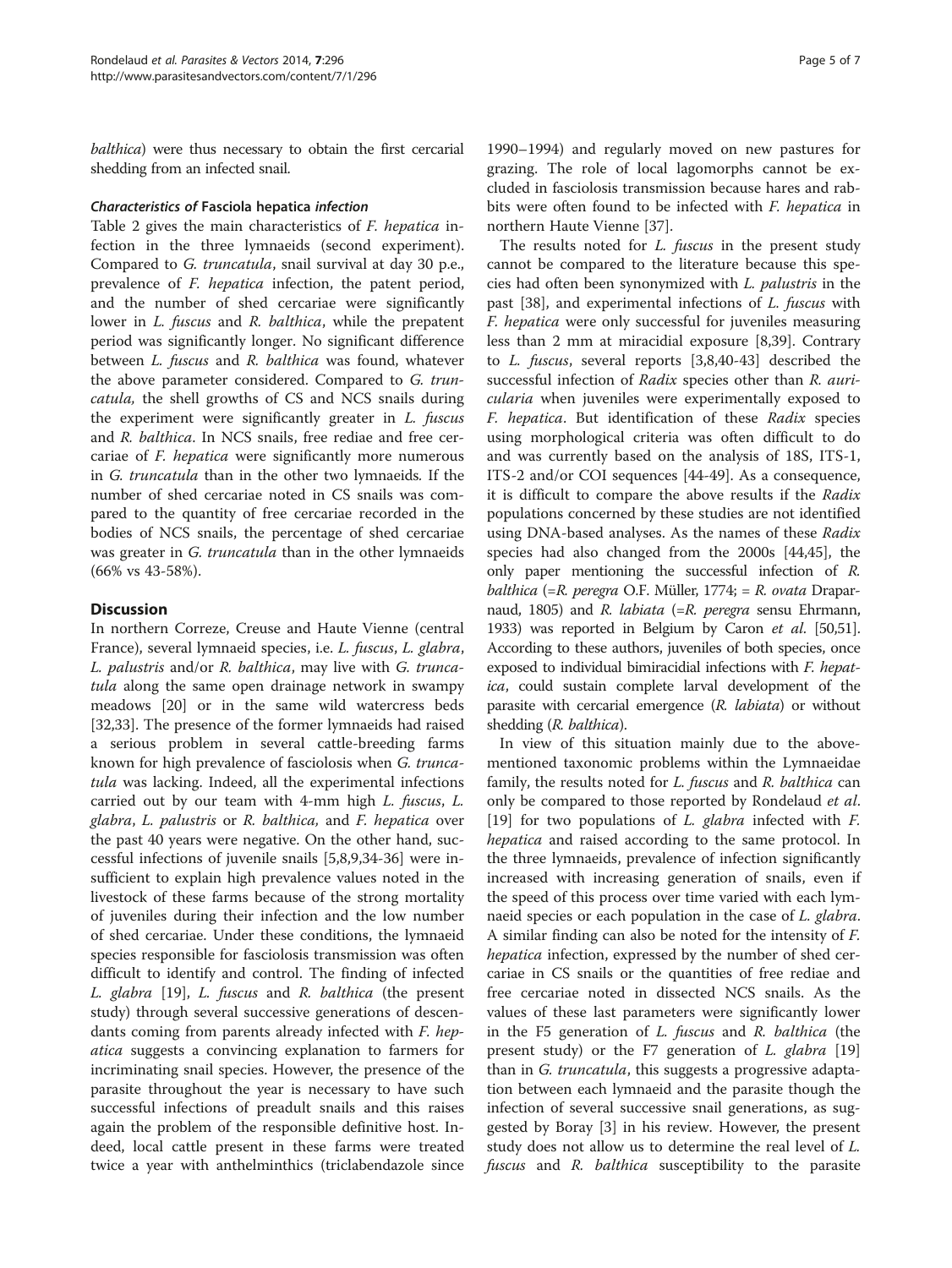*balthica*) were thus necessary to obtain the first cercarial shedding from an infected snail.

### *Characteristics of* Fasciola hepatica *infection*

Table 2 gives the main characteristics of *F. hepatica* infection in the three lymnaeids (second experiment). Compared to *G. truncatula*, snail survival at day 30 p.e., prevalence of *F. hepatica* infection, the patent period, and the number of shed cercariae were significantly lower in *L. fuscus* and *R. balthica*, while the prepatent period was significantly longer. No significant difference between *L. fuscus* and *R. balthica* was found, whatever the above parameter considered. Compared to *G. truncatula,* the shell growths of CS and NCS snails during the experiment were significantly greater in *L. fuscus* and *R. balthica*. In NCS snails, free rediae and free cercariae of *F. hepatica* were significantly more numerous in *G. truncatula* than in the other two lymnaeids. If the number of shed cercariae noted in CS snails was compared to the quantity of free cercariae recorded in the bodies of NCS snails, the percentage of shed cercariae was greater in *G. truncatula* than in the other lymnaeids (66% vs 43-58%).

## Discussion

In northern Correze, Creuse and Haute Vienne (central France), several lymnaeid species, i.e. *L. fuscus*, *L. glabra*, *L. palustris* and/or *R. balthica*, may live with *G. truncatula* along the same open drainage network in swampy meadows [20] or in the same wild watercress beds [32,33]. The presence of the former lymnaeids had raised a serious problem in several cattle-breeding farms known for high prevalence of fasciolosis when *G. truncatula* was lacking. Indeed, all the experimental infections carried out by our team with 4-mm high *L. fuscus*, *L. glabra*, *L. palustris* or *R. balthica,* and *F. hepatica* over the past 40 years were negative. On the other hand, successful infections of juvenile snails [5,8,9,34-36] were insufficient to explain high prevalence values noted in the livestock of these farms because of the strong mortality of juveniles during their infection and the low number of shed cercariae. Under these conditions, the lymnaeid species responsible for fasciolosis transmission was often difficult to identify and control. The finding of infected *L. glabra* [19], *L. fuscus* and *R. balthica* (the present study) through several successive generations of descendants coming from parents already infected with *F. hepatica* suggests a convincing explanation to farmers for incriminating snail species. However, the presence of the parasite throughout the year is necessary to have such successful infections of preadult snails and this raises again the problem of the responsible definitive host. Indeed, local cattle present in these farms were treated twice a year with anthelminthics (triclabendazole since 1990–1994) and regularly moved on new pastures for grazing. The role of local lagomorphs cannot be excluded in fasciolosis transmission because hares and rabbits were often found to be infected with *F. hepatica* in northern Haute Vienne [37].

The results noted for *L. fuscus* in the present study cannot be compared to the literature because this species had often been synonymized with *L. palustris* in the past [38], and experimental infections of *L. fuscus* with *F. hepatica* were only successful for juveniles measuring less than 2 mm at miracidial exposure [8,39]. Contrary to *L. fuscus*, several reports [3,8,40-43] described the successful infection of *Radix* species other than *R. auricularia* when juveniles were experimentally exposed to *F. hepatica*. But identification of these *Radix* species using morphological criteria was often difficult to do and was currently based on the analysis of 18S, ITS-1, ITS-2 and/or COI sequences [44-49]. As a consequence, it is difficult to compare the above results if the *Radix* populations concerned by these studies are not identified using DNA-based analyses. As the names of these *Radix* species had also changed from the 2000s [44,45], the only paper mentioning the successful infection of *R. balthica* (=*R. peregra* O.F. Müller, 1774; = *R. ovata* Draparnaud, 1805) and *R. labiata* (=*R. peregra* sensu Ehrmann, 1933) was reported in Belgium by Caron *et al*. [50,51]. According to these authors, juveniles of both species, once exposed to individual bimiracidial infections with *F. hepatica*, could sustain complete larval development of the parasite with cercarial emergence (*R. labiata*) or without shedding (*R. balthica*).

In view of this situation mainly due to the above-mentioned taxonomic problems within the Lymnaeidae family, the results noted for *L. fuscus* and *R. balthica* can only be compared to those reported by Rondelaud *et al*. [19] for two populations of *L. glabra* infected with *F. hepatica* and raised according to the same protocol. In the three lymnaeids, prevalence of infection significantly increased with increasing generation of snails, even if the speed of this process over time varied with each lymnaeid species or each population in the case of *L. glabra*. A similar finding can also be noted for the intensity of *F. hepatica* infection, expressed by the number of shed cercariae in CS snails or the quantities of free rediae and free cercariae noted in dissected NCS snails. As the values of these last parameters were significantly lower in the F5 generation of *L. fuscus* and *R. balthica* (the present study) or the F7 generation of *L. glabra* [19] than in *G. truncatula*, this suggests a progressive adaptation between each lymnaeid and the parasite though the infection of several successive snail generations, as suggested by Boray [3] in his review. However, the present study does not allow us to determine the real level of *L. fuscus* and *R. balthica* susceptibility to the parasite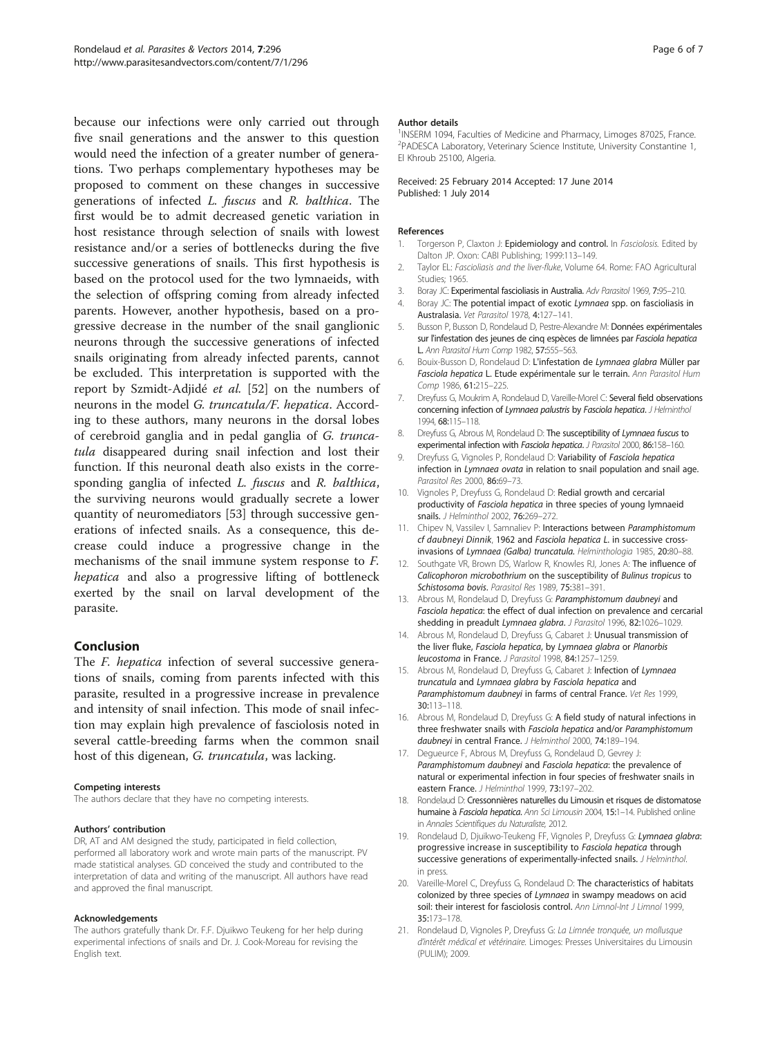because our infections were only carried out through five snail generations and the answer to this question would need the infection of a greater number of generations. Two perhaps complementary hypotheses may be proposed to comment on these changes in successive generations of infected *L. fuscus* and *R. balthica*. The first would be to admit decreased genetic variation in host resistance through selection of snails with lowest resistance and/or a series of bottlenecks during the five successive generations of snails. This first hypothesis is based on the protocol used for the two lymnaeids, with the selection of offspring coming from already infected parents. However, another hypothesis, based on a progressive decrease in the number of the snail ganglionic neurons through the successive generations of infected snails originating from already infected parents, cannot be excluded. This interpretation is supported with the report by Szmidt-Adjidé *et al.* [52] on the numbers of neurons in the model *G. truncatula/F. hepatica*. According to these authors, many neurons in the dorsal lobes of cerebroid ganglia and in pedal ganglia of *G. truncatula* disappeared during snail infection and lost their function. If this neuronal death also exists in the corresponding ganglia of infected *L. fuscus* and *R. balthica*, the surviving neurons would gradually secrete a lower quantity of neuromediators [53] through successive generations of infected snails. As a consequence, this decrease could induce a progressive change in the mechanisms of the snail immune system response to *F. hepatica* and also a progressive lifting of bottleneck exerted by the snail on larval development of the parasite.

## Conclusion

The *F. hepatica* infection of several successive generations of snails, coming from parents infected with this parasite, resulted in a progressive increase in prevalence and intensity of snail infection. This mode of snail infection may explain high prevalence of fasciolosis noted in several cattle-breeding farms when the common snail host of this digenean, *G. truncatula*, was lacking.

#### Competing interests

The authors declare that they have no competing interests.

#### Authors' contribution

DR, AT and AM designed the study, participated in field collection, performed all laboratory work and wrote main parts of the manuscript. PV made statistical analyses. GD conceived the study and contributed to the interpretation of data and writing of the manuscript. All authors have read and approved the final manuscript.

#### Acknowledgements

The authors gratefully thank Dr. F.F. Djuikwo Teukeng for her help during experimental infections of snails and Dr. J. Cook-Moreau for revising the English text.

#### Author details

[1]INSERM 1094, Faculties of Medicine and Pharmacy, Limoges 87025, France. [2]PADESCA Laboratory, Veterinary Science Institute, University Constantine 1, El Khroub 25100, Algeria.

Received: 25 February 2014 Accepted: 17 June 2014
Published: 1 July 2014

#### References

1. Torgerson P, Claxton J: **Epidemiology and control.** In *Fasciolosis.* Edited by Dalton JP. Oxon: CABI Publishing; 1999:113–149.
2. Taylor EL: *Fascioliasis and the liver-fluke*, Volume 64. Rome: FAO Agricultural Studies; 1965.
3. Boray JC: **Experimental fascioliasis in Australia.** *Adv Parasitol* 1969, **7:**95–210.
4. Boray JC: **The potential impact of exotic *Lymnaea* spp. on fascioliasis in Australasia.** *Vet Parasitol* 1978, **4:**127–141.
5. Busson P, Busson D, Rondelaud D, Pestre-Alexandre M: **Données expérimentales sur l'infestation des jeunes de cinq espèces de limnées par *Fasciola hepatica* L.** *Ann Parasitol Hum Comp* 1982, **57:**555–563.
6. Bouix-Busson D, Rondelaud D: **L'infestation de *Lymnaea glabra* Müller par *Fasciola hepatica* L. Etude expérimentale sur le terrain.** *Ann Parasitol Hum Comp* 1986, **61:**215–225.
7. Dreyfuss G, Moukrim A, Rondelaud D, Vareille-Morel C: **Several field observations concerning infection of *Lymnaea palustris* by *Fasciola hepatica*.** *J Helminthol* 1994, **68:**115–118.
8. Dreyfuss G, Abrous M, Rondelaud D: **The susceptibility of *Lymnaea fuscus* to experimental infection with *Fasciola hepatica*.** *J Parasitol* 2000, **86:**158–160.
9. Dreyfuss G, Vignoles P, Rondelaud D: **Variability of *Fasciola hepatica* infection in *Lymnaea ovata* in relation to snail population and snail age.** *Parasitol Res* 2000, **86:**69–73.
10. Vignoles P, Dreyfuss G, Rondelaud D: **Redial growth and cercarial productivity of *Fasciola hepatica* in three species of young lymnaeid snails.** *J Helminthol* 2002, **76:**269–272.
11. Chipev N, Vassilev I, Samnaliev P: **Interactions between *Paramphistomum cf daubneyi Dinnik*, 1962 and *Fasciola hepatica* L. in successive cross-invasions of *Lymnaea (Galba) truncatula*.** *Helminthologia* 1985, **20:**80–88.
12. Southgate VR, Brown DS, Warlow R, Knowles RJ, Jones A: **The influence of *Calicophoron microbothrium* on the susceptibility of *Bulinus tropicus* to *Schistosoma bovis*.** *Parasitol Res* 1989, **75:**381–391.
13. Abrous M, Rondelaud D, Dreyfuss G: ***Paramphistomum daubneyi* and *Fasciola hepatica*: the effect of dual infection on prevalence and cercarial shedding in preadult *Lymnaea glabra*.** *J Parasitol* 1996, **82:**1026–1029.
14. Abrous M, Rondelaud D, Dreyfuss G, Cabaret J: **Unusual transmission of the liver fluke, *Fasciola hepatica*, by *Lymnaea glabra* or *Planorbis leucostoma* in France.** *J Parasitol* 1998, **84:**1257–1259.
15. Abrous M, Rondelaud D, Dreyfuss G, Cabaret J: **Infection of *Lymnaea truncatula* and *Lymnaea glabra* by *Fasciola hepatica* and *Paramphistomum daubneyi* in farms of central France.** *Vet Res* 1999, **30:**113–118.
16. Abrous M, Rondelaud D, Dreyfuss G: **A field study of natural infections in three freshwater snails with *Fasciola hepatica* and/or *Paramphistomum daubneyi* in central France.** *J Helminthol* 2000, **74:**189–194.
17. Degueurce F, Abrous M, Dreyfuss G, Rondelaud D, Gevrey J: ***Paramphistomum daubneyi* and *Fasciola hepatica*: the prevalence of natural or experimental infection in four species of freshwater snails in eastern France.** *J Helminthol* 1999, **73:**197–202.
18. Rondelaud D: **Cressonnières naturelles du Limousin et risques de distomatose humaine à *Fasciola hepatica*.** *Ann Sci Limousin* 2004, **15:**1–14. Published online in *Annales Scientifiques du Naturaliste*, 2012.
19. Rondelaud D, Djuikwo-Teukeng FF, Vignoles P, Dreyfuss G: ***Lymnaea glabra*: progressive increase in susceptibility to *Fasciola hepatica* through successive generations of experimentally-infected snails.** *J Helminthol*. in press.
20. Vareille-Morel C, Dreyfuss G, Rondelaud D: **The characteristics of habitats colonized by three species of *Lymnaea* in swampy meadows on acid soil: their interest for fasciolosis control.** *Ann Limnol-Int J Limnol* 1999, **35:**173–178.
21. Rondelaud D, Vignoles P, Dreyfuss G: *La Limnée tronquée, un mollusque d'intérêt médical et vétérinaire.* Limoges: Presses Universitaires du Limousin (PULIM); 2009.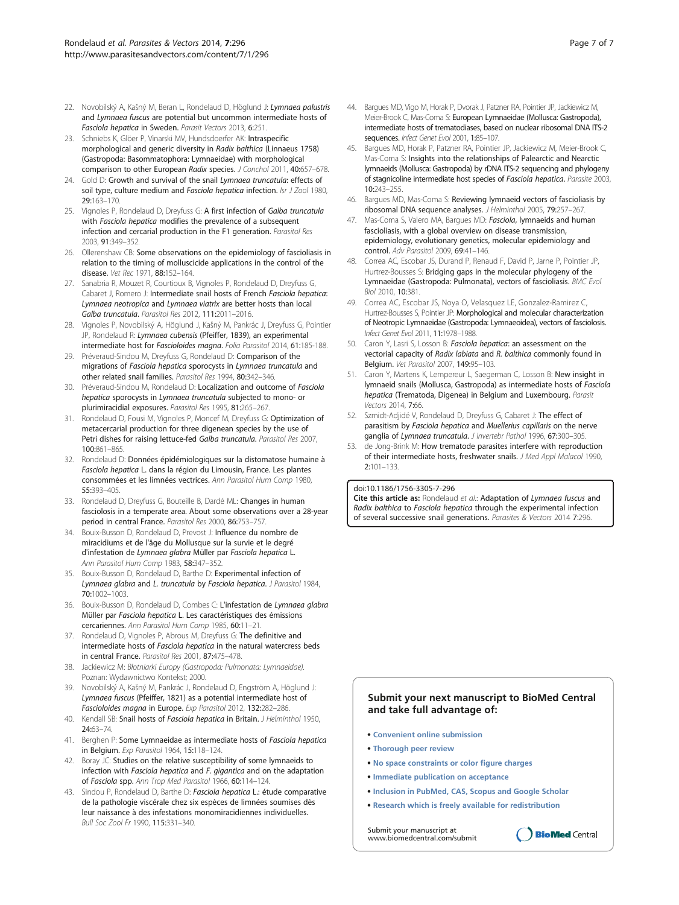22. Novobilský A, Kašný M, Beran L, Rondelaud D, Höglund J: *Lymnaea palustris* and *Lymnaea fuscus* are potential but uncommon intermediate hosts of *Fasciola hepatica* in Sweden. *Parasit Vectors* 2013, **6**:251.
23. Schniebs K, Glöer P, Vinarski MV, Hundsdoerfer AK: Intraspecific morphological and generic diversity in *Radix balthica* (Linnaeus 1758) (Gastropoda: Basommatophora: Lymnaeidae) with morphological comparison to other European *Radix* species. *J Conchol* 2011, **40**:657–678.
24. Gold D: Growth and survival of the snail *Lymnaea truncatula*: effects of soil type, culture medium and *Fasciola hepatica* infection. *Isr J Zool* 1980, **29**:163–170.
25. Vignoles P, Rondelaud D, Dreyfuss G: A first infection of *Galba truncatula* with *Fasciola hepatica* modifies the prevalence of a subsequent infection and cercarial production in the F1 generation. *Parasitol Res* 2003, **91**:349–352.
26. Ollerenshaw CB: Some observations on the epidemiology of fascioliasis in relation to the timing of molluscicide applications in the control of the disease. *Vet Rec* 1971, **88**:152–164.
27. Sanabria R, Mouzet R, Courtioux B, Vignoles P, Rondelaud D, Dreyfuss G, Cabaret J, Romero J: Intermediate snail hosts of French *Fasciola hepatica*: *Lymnaea neotropica* and *Lymnaea viatrix* are better hosts than local *Galba truncatula*. *Parasitol Res* 2012, **111**:2011–2016.
28. Vignoles P, Novobilský A, Höglund J, Kašný M, Pankrác J, Dreyfuss G, Pointier JP, Rondelaud R: *Lymnaea cubensis* (Pfeiffer, 1839), an experimental intermediate host for *Fascioloides magna*. *Folia Parasitol* 2014, **61**:185-188.
29. Préveraud-Sindou M, Dreyfuss G, Rondelaud D: Comparison of the migrations of *Fasciola hepatica* sporocysts in *Lymnaea truncatula* and other related snail families. *Parasitol Res* 1994, **80**:342–346.
30. Préveraud-Sindou M, Rondelaud D: Localization and outcome of *Fasciola hepatica* sporocysts in *Lymnaea truncatula* subjected to mono- or plurimiracidial exposures. *Parasitol Res* 1995, **81**:265–267.
31. Rondelaud D, Fousi M, Vignoles P, Moncef M, Dreyfuss G: Optimization of metacercarial production for three digenean species by the use of Petri dishes for raising lettuce-fed *Galba truncatula*. *Parasitol Res* 2007, **100**:861–865.
32. Rondelaud D: Données épidémiologiques sur la distomatose humaine à *Fasciola hepatica* L. dans la région du Limousin, France. Les plantes consommées et les limnées vectrices. *Ann Parasitol Hum Comp* 1980, **55**:393–405.
33. Rondelaud D, Dreyfuss G, Bouteille B, Dardé ML: Changes in human fasciolosis in a temperate area. About some observations over a 28-year period in central France. *Parasitol Res* 2000, **86**:753–757.
34. Bouix-Busson D, Rondelaud D, Prevost J: Influence du nombre de miracidiums et de l'âge du Mollusque sur la survie et le degré d'infestation de *Lymnaea glabra* Müller par *Fasciola hepatica* L. *Ann Parasitol Hum Comp* 1983, **58**:347–352.
35. Bouix-Busson D, Rondelaud D, Barthe D: Experimental infection of *Lymnaea glabra* and *L. truncatula* by *Fasciola hepatica*. *J Parasitol* 1984, **70**:1002–1003.
36. Bouix-Busson D, Rondelaud D, Combes C: L'infestation de *Lymnaea glabra* Müller par *Fasciola hepatica* L. Les caractéristiques des émissions cercariennes. *Ann Parasitol Hum Comp* 1985, **60**:11–21.
37. Rondelaud D, Vignoles P, Abrous M, Dreyfuss G: The definitive and intermediate hosts of *Fasciola hepatica* in the natural watercress beds in central France. *Parasitol Res* 2001, **87**:475–478.
38. Jackiewicz M: *Błotniarki Europy (Gastropoda: Pulmonata: Lymnaeidae)*. Poznan: Wydawnictwo Kontekst; 2000.
39. Novobilský A, Kašný M, Pankrác J, Rondelaud D, Engström A, Höglund J: *Lymnaea fuscus* (Pfeiffer, 1821) as a potential intermediate host of *Fascioloides magna* in Europe. *Exp Parasitol* 2012, **132**:282–286.
40. Kendall SB: Snail hosts of *Fasciola hepatica* in Britain. *J Helminthol* 1950, **24**:63–74.
41. Berghen P: Some Lymnaeidae as intermediate hosts of *Fasciola hepatica* in Belgium. *Exp Parasitol* 1964, **15**:118–124.
42. Boray JC: Studies on the relative susceptibility of some lymnaeids to infection with *Fasciola hepatica* and *F. gigantica* and on the adaptation of *Fasciola* spp. *Ann Trop Med Parasitol* 1966, **60**:114–124.
43. Sindou P, Rondelaud D, Barthe D: *Fasciola hepatica* L.: étude comparative de la pathologie viscérale chez six espèces de limnées soumises dès leur naissance à des infestations monomiracidiennes individuelles. *Bull Soc Zool Fr* 1990, **115**:331–340.
44. Bargues MD, Vigo M, Horak P, Dvorak J, Patzner RA, Pointier JP, Jackiewicz M, Meier-Brook C, Mas-Coma S: European Lymnaeidae (Mollusca: Gastropoda), intermediate hosts of trematodiases, based on nuclear ribosomal DNA ITS-2 sequences. *Infect Genet Evol* 2001, **1**:85–107.
45. Bargues MD, Horak P, Patzner RA, Pointier JP, Jackiewicz M, Meier-Brook C, Mas-Coma S: Insights into the relationships of Palearctic and Nearctic lymnaeids (Mollusca: Gastropoda) by rDNA ITS-2 sequencing and phylogeny of stagnicoline intermediate host species of *Fasciola hepatica*. *Parasite* 2003, **10**:243–255.
46. Bargues MD, Mas-Coma S: Reviewing lymnaeid vectors of fascioliasis by ribosomal DNA sequence analyses. *J Helminthol* 2005, **79**:257–267.
47. Mas-Coma S, Valero MA, Bargues MD: *Fasciola*, lymnaeids and human fascioliasis, with a global overview on disease transmission, epidemiology, evolutionary genetics, molecular epidemiology and control. *Adv Parasitol* 2009, **69**:41–146.
48. Correa AC, Escobar JS, Durand P, Renaud F, David P, Jarne P, Pointier JP, Hurtrez-Bousses S: Bridging gaps in the molecular phylogeny of the Lymnaeidae (Gastropoda: Pulmonata), vectors of fascioliasis. *BMC Evol Biol* 2010, **10**:381.
49. Correa AC, Escobar JS, Noya O, Velasquez LE, Gonzalez-Ramirez C, Hurtrez-Bousses S, Pointier JP: Morphological and molecular characterization of Neotropic Lymnaeidae (Gastropoda: Lymnaeoidea), vectors of fasciolosis. *Infect Genet Evol* 2011, **11**:1978–1988.
50. Caron Y, Lasri S, Losson B: *Fasciola hepatica*: an assessment on the vectorial capacity of *Radix labiata* and *R. balthica* commonly found in Belgium. *Vet Parasitol* 2007, **149**:95–103.
51. Caron Y, Martens K, Lempereur L, Saegerman C, Losson B: New insight in lymnaeid snails (Mollusca, Gastropoda) as intermediate hosts of *Fasciola hepatica* (Trematoda, Digenea) in Belgium and Luxembourg. *Parasit Vectors* 2014, **7**:66.
52. Szmidt-Adjidé V, Rondelaud D, Dreyfuss G, Cabaret J: The effect of parasitism by *Fasciola hepatica* and *Muellerius capillaris* on the nerve ganglia of *Lymnaea truncatula*. *J Invertebr Pathol* 1996, **67**:300–305.
53. de Jong-Brink M: How trematode parasites interfere with reproduction of their intermediate hosts, freshwater snails. *J Med Appl Malacol* 1990, **2**:101–133.

doi:10.1186/1756-3305-7-296
**Cite this article as:** Rondelaud *et al.*: Adaptation of *Lymnaea fuscus* and *Radix balthica* to *Fasciola hepatica* through the experimental infection of several successive snail generations. *Parasites & Vectors* 2014 **7**:296.

**Submit your next manuscript to BioMed Central and take full advantage of:**

- **Convenient online submission**
- **Thorough peer review**
- **No space constraints or color figure charges**
- **Immediate publication on acceptance**
- **Inclusion in PubMed, CAS, Scopus and Google Scholar**
- **Research which is freely available for redistribution**

Submit your manuscript at
www.biomedcentral.com/submit

BioMed Central